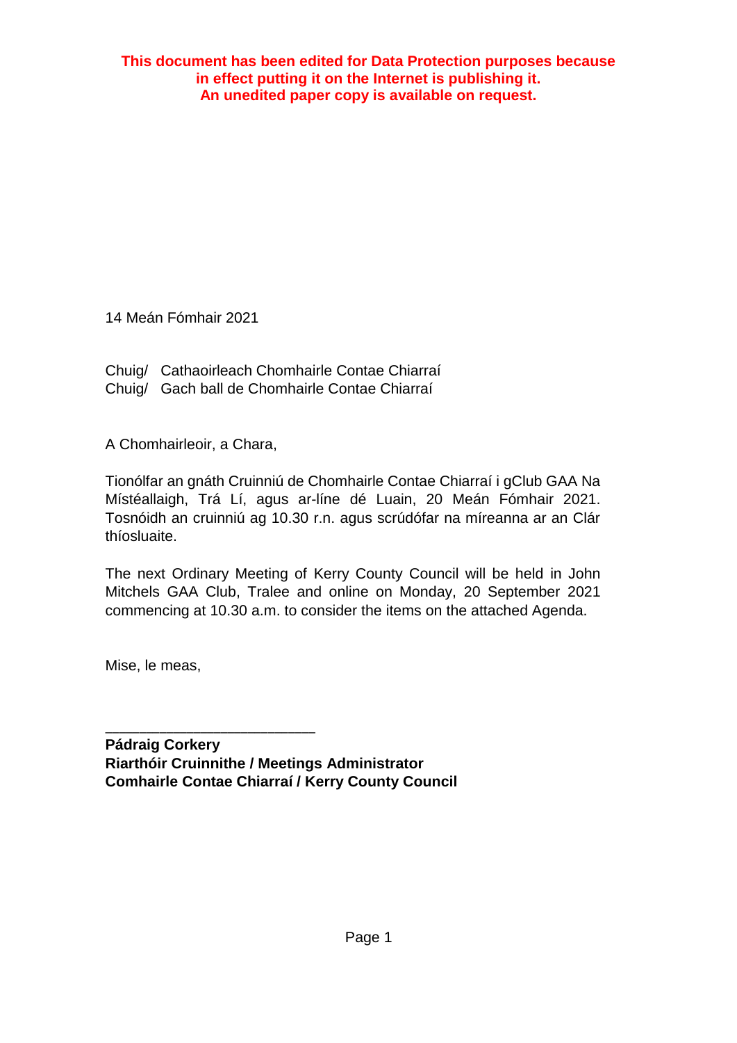**This document has been edited for Data Protection purposes because in effect putting it on the Internet is publishing it.
An unedited paper copy is available on request.**

14 Meán Fómhair 2021

Chuig/ Cathaoirleach Chomhairle Contae Chiarraí
Chuig/ Gach ball de Chomhairle Contae Chiarraí

A Chomhairleoir, a Chara,

Tionólfar an gnáth Cruinniú de Chomhairle Contae Chiarraí i gClub GAA Na Místéallaigh, Trá Lí, agus ar-líne dé Luain, 20 Meán Fómhair 2021. Tosnóidh an cruinniú ag 10.30 r.n. agus scrúdófar na míreanna ar an Clár thíosluaite.

The next Ordinary Meeting of Kerry County Council will be held in John Mitchels GAA Club, Tralee and online on Monday, 20 September 2021 commencing at 10.30 a.m. to consider the items on the attached Agenda.

Mise, le meas,

\_\_\_\_\_\_\_\_\_\_\_\_\_\_\_\_\_\_\_\_\_\_\_\_\_\_

**Pádraig Corkery**
**Riarthóir Cruinnithe / Meetings Administrator**
**Comhairle Contae Chiarraí / Kerry County Council**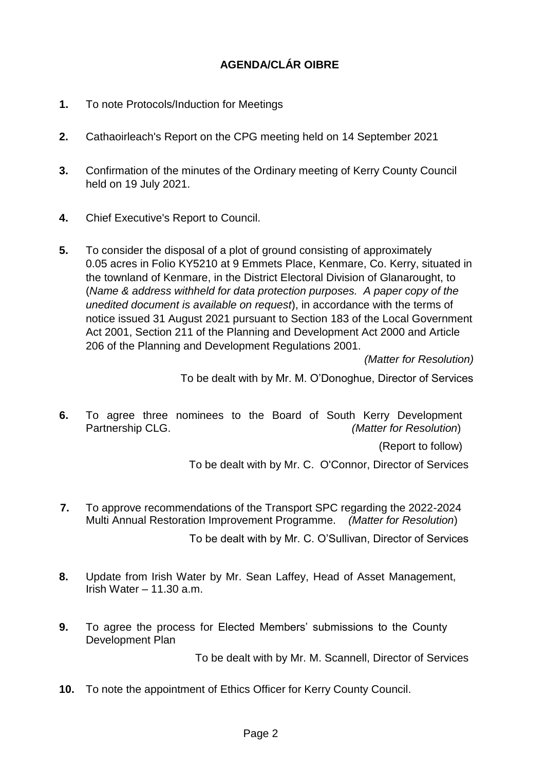# AGENDA/CLÁR OIBRE

**1.** To note Protocols/Induction for Meetings

**2.** Cathaoirleach's Report on the CPG meeting held on 14 September 2021

**3.** Confirmation of the minutes of the Ordinary meeting of Kerry County Council held on 19 July 2021.

**4.** Chief Executive's Report to Council.

**5.** To consider the disposal of a plot of ground consisting of approximately 0.05 acres in Folio KY5210 at 9 Emmets Place, Kenmare, Co. Kerry, situated in the townland of Kenmare, in the District Electoral Division of Glanarought, to (*Name & address withheld for data protection purposes. A paper copy of the unedited document is available on request*), in accordance with the terms of notice issued 31 August 2021 pursuant to Section 183 of the Local Government Act 2001, Section 211 of the Planning and Development Act 2000 and Article 206 of the Planning and Development Regulations 2001.

*(Matter for Resolution)*

To be dealt with by Mr. M. O'Donoghue, Director of Services

**6.** To agree three nominees to the Board of South Kerry Development Partnership CLG. *(Matter for Resolution)*

(Report to follow)

To be dealt with by Mr. C. O'Connor, Director of Services

**7.** To approve recommendations of the Transport SPC regarding the 2022-2024 Multi Annual Restoration Improvement Programme. *(Matter for Resolution)*

To be dealt with by Mr. C. O'Sullivan, Director of Services

**8.** Update from Irish Water by Mr. Sean Laffey, Head of Asset Management, Irish Water – 11.30 a.m.

**9.** To agree the process for Elected Members' submissions to the County Development Plan

To be dealt with by Mr. M. Scannell, Director of Services

**10.** To note the appointment of Ethics Officer for Kerry County Council.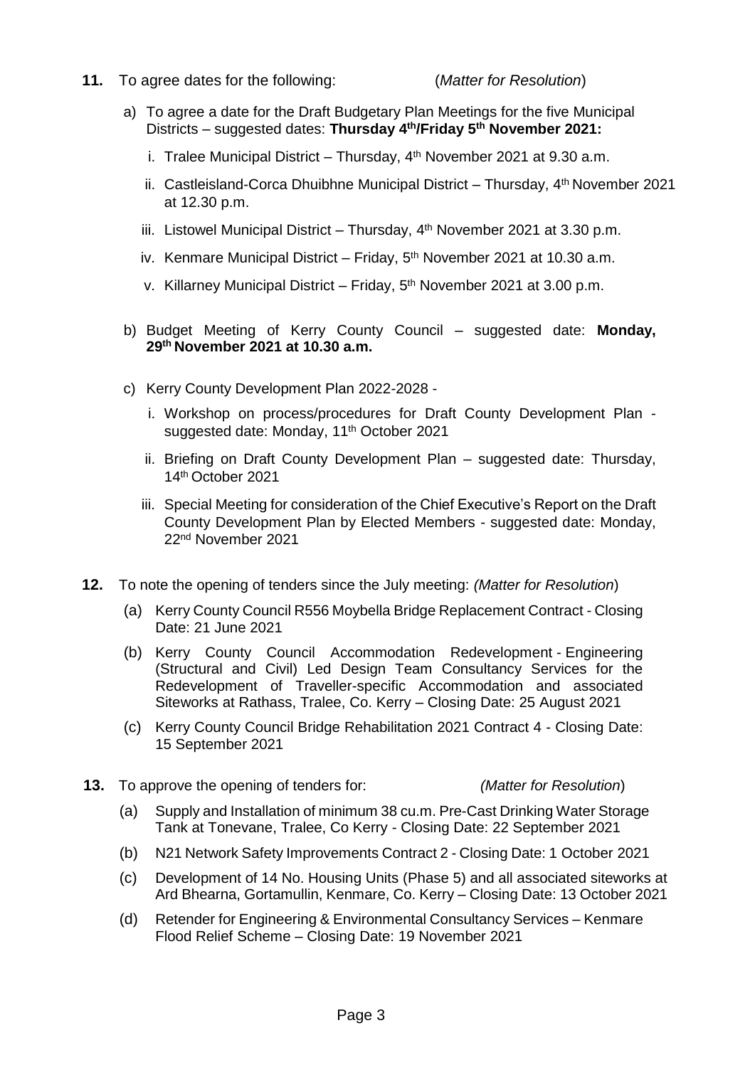**11.** To agree dates for the following: (*Matter for Resolution*)

a) To agree a date for the Draft Budgetary Plan Meetings for the five Municipal Districts – suggested dates: **Thursday 4th/Friday 5th November 2021:**

   i. Tralee Municipal District – Thursday, 4th November 2021 at 9.30 a.m.

   ii. Castleisland-Corca Dhuibhne Municipal District – Thursday, 4th November 2021 at 12.30 p.m.

   iii. Listowel Municipal District – Thursday, 4th November 2021 at 3.30 p.m.

   iv. Kenmare Municipal District – Friday, 5th November 2021 at 10.30 a.m.

   v. Killarney Municipal District – Friday, 5th November 2021 at 3.00 p.m.

b) Budget Meeting of Kerry County Council – suggested date: **Monday, 29th November 2021 at 10.30 a.m.**

c) Kerry County Development Plan 2022-2028 -

   i. Workshop on process/procedures for Draft County Development Plan - suggested date: Monday, 11th October 2021

   ii. Briefing on Draft County Development Plan – suggested date: Thursday, 14th October 2021

   iii. Special Meeting for consideration of the Chief Executive's Report on the Draft County Development Plan by Elected Members - suggested date: Monday, 22nd November 2021

**12.** To note the opening of tenders since the July meeting: (*Matter for Resolution*)

(a) Kerry County Council R556 Moybella Bridge Replacement Contract - Closing Date: 21 June 2021

(b) Kerry County Council Accommodation Redevelopment - Engineering (Structural and Civil) Led Design Team Consultancy Services for the Redevelopment of Traveller-specific Accommodation and associated Siteworks at Rathass, Tralee, Co. Kerry – Closing Date: 25 August 2021

(c) Kerry County Council Bridge Rehabilitation 2021 Contract 4 - Closing Date: 15 September 2021

**13.** To approve the opening of tenders for: (*Matter for Resolution*)

(a) Supply and Installation of minimum 38 cu.m. Pre-Cast Drinking Water Storage Tank at Tonevane, Tralee, Co Kerry - Closing Date: 22 September 2021

(b) N21 Network Safety Improvements Contract 2 - Closing Date: 1 October 2021

(c) Development of 14 No. Housing Units (Phase 5) and all associated siteworks at Ard Bhearna, Gortamullin, Kenmare, Co. Kerry – Closing Date: 13 October 2021

(d) Retender for Engineering & Environmental Consultancy Services – Kenmare Flood Relief Scheme – Closing Date: 19 November 2021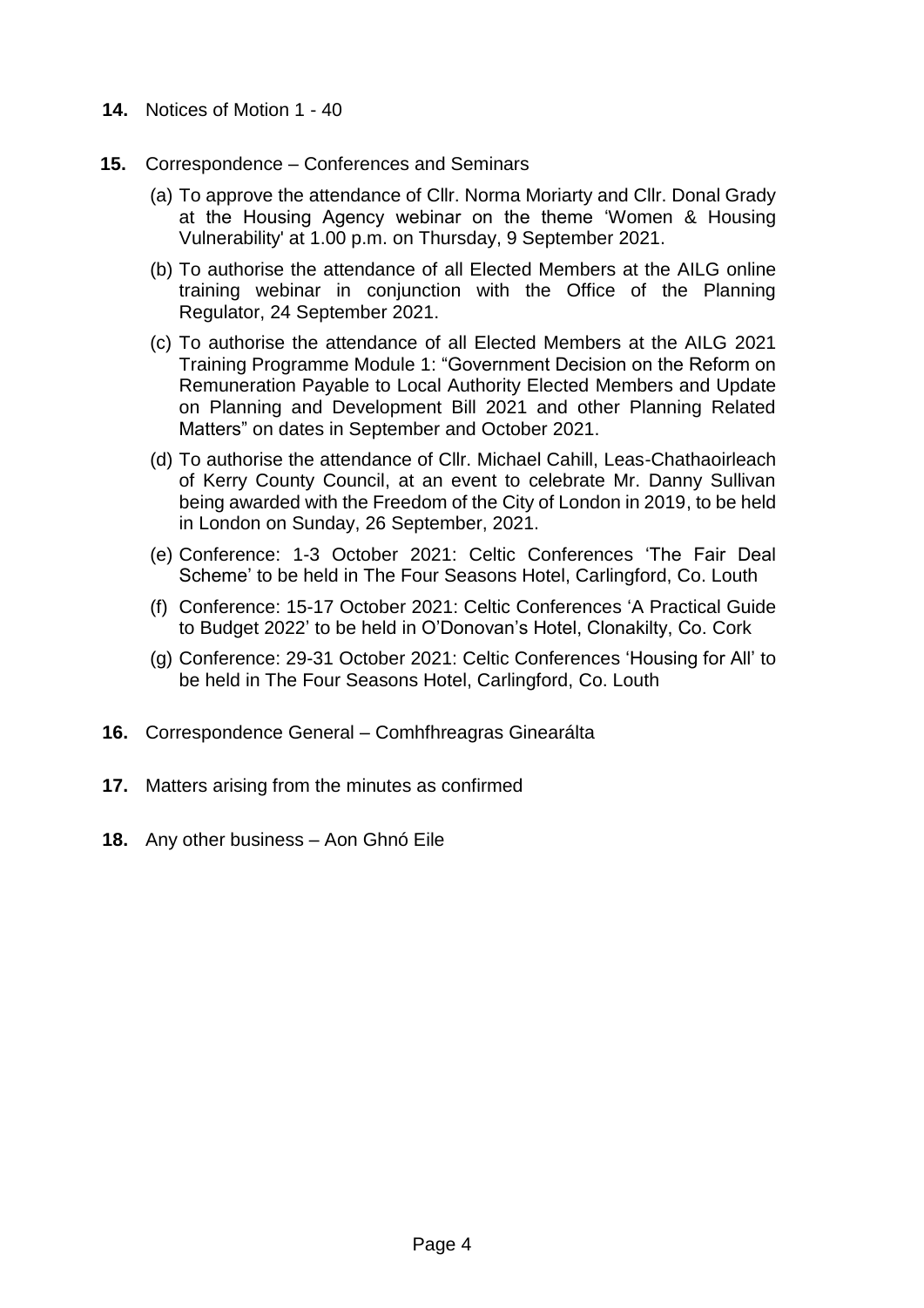**14.** Notices of Motion 1 - 40

**15.** Correspondence – Conferences and Seminars

(a) To approve the attendance of Cllr. Norma Moriarty and Cllr. Donal Grady at the Housing Agency webinar on the theme 'Women & Housing Vulnerability' at 1.00 p.m. on Thursday, 9 September 2021.

(b) To authorise the attendance of all Elected Members at the AILG online training webinar in conjunction with the Office of the Planning Regulator, 24 September 2021.

(c) To authorise the attendance of all Elected Members at the AILG 2021 Training Programme Module 1: "Government Decision on the Reform on Remuneration Payable to Local Authority Elected Members and Update on Planning and Development Bill 2021 and other Planning Related Matters" on dates in September and October 2021.

(d) To authorise the attendance of Cllr. Michael Cahill, Leas-Chathaoirleach of Kerry County Council, at an event to celebrate Mr. Danny Sullivan being awarded with the Freedom of the City of London in 2019, to be held in London on Sunday, 26 September, 2021.

(e) Conference: 1-3 October 2021: Celtic Conferences 'The Fair Deal Scheme' to be held in The Four Seasons Hotel, Carlingford, Co. Louth

(f) Conference: 15-17 October 2021: Celtic Conferences 'A Practical Guide to Budget 2022' to be held in O'Donovan's Hotel, Clonakilty, Co. Cork

(g) Conference: 29-31 October 2021: Celtic Conferences 'Housing for All' to be held in The Four Seasons Hotel, Carlingford, Co. Louth

**16.** Correspondence General – Comhfhreagras Ginearálta

**17.** Matters arising from the minutes as confirmed

**18.** Any other business – Aon Ghnó Eile